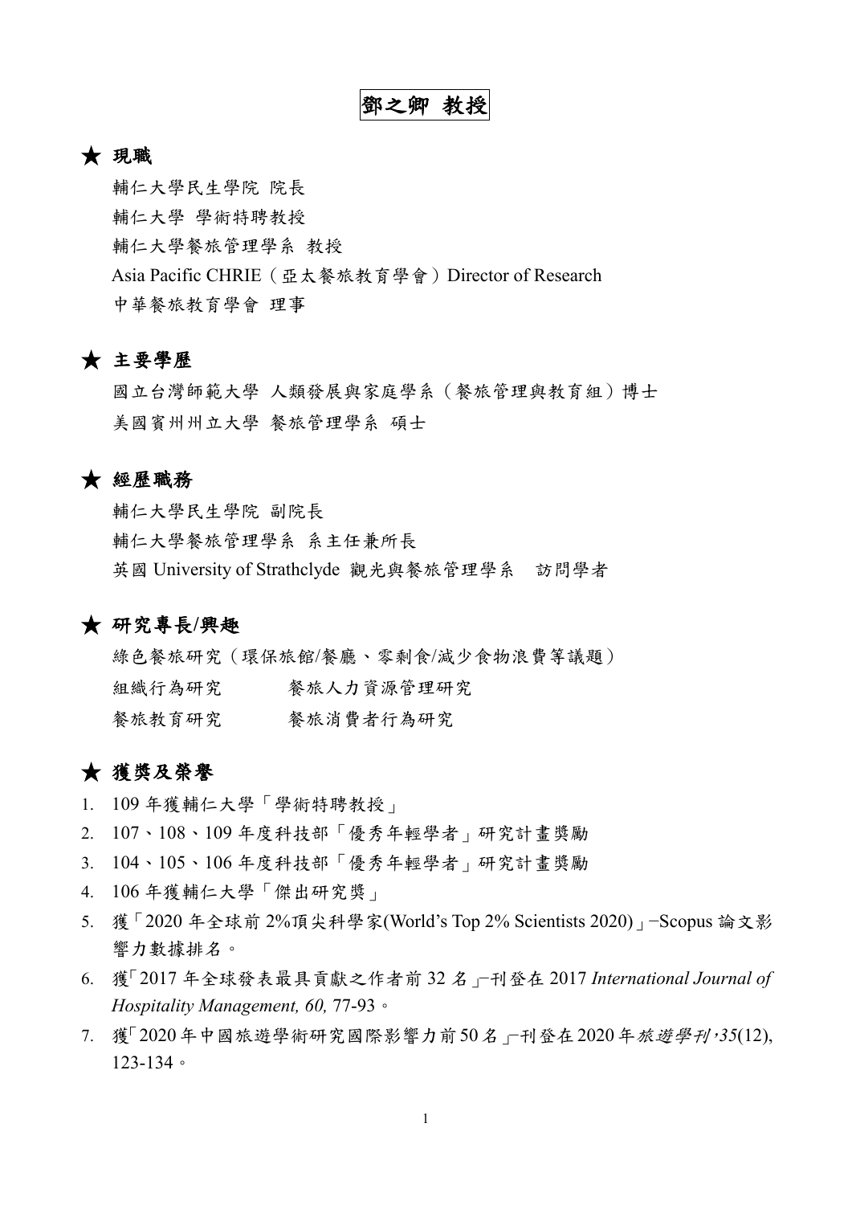# 鄧之卿 教授

## ★ 現職

輔仁大學民生學院 院長

輔仁大學 學術特聘教授

輔仁大學餐旅管理學系 教授

Asia Pacific CHRIE（亞太餐旅教育學會）Director of Research

中華餐旅教育學會 理事

## ★ 主要學歷

國立台灣師範大學 人類發展與家庭學系（餐旅管理與教育組）博士

美國賓州州立大學 餐旅管理學系 碩士

## ★ 經歷職務

輔仁大學民生學院 副院長

輔仁大學餐旅管理學系 系主任兼所長

英國 University of Strathclyde 觀光與餐旅管理學系　訪問學者

## ★ 研究專長/興趣

綠色餐旅研究（環保旅館/餐廳、零剩食/減少食物浪費等議題）

組織行為研究　　　餐旅人力資源管理研究

餐旅教育研究　　　餐旅消費者行為研究

## ★ 獲獎及榮譽

1. 109 年獲輔仁大學「學術特聘教授」
2. 107、108、109 年度科技部「優秀年輕學者」研究計畫獎勵
3. 104、105、106 年度科技部「優秀年輕學者」研究計畫獎勵
4. 106 年獲輔仁大學「傑出研究獎」
5. 獲「2020 年全球前 2%頂尖科學家(World's Top 2% Scientists 2020)」−Scopus 論文影響力數據排名。
6. 獲「2017 年全球發表最具貢獻之作者前 32 名」−刊登在 2017 *International Journal of Hospitality Management, 60,* 77-93。
7. 獲「2020 年中國旅遊學術研究國際影響力前 50 名」−刊登在 2020 年*旅遊學刊*, *35*(12), 123-134。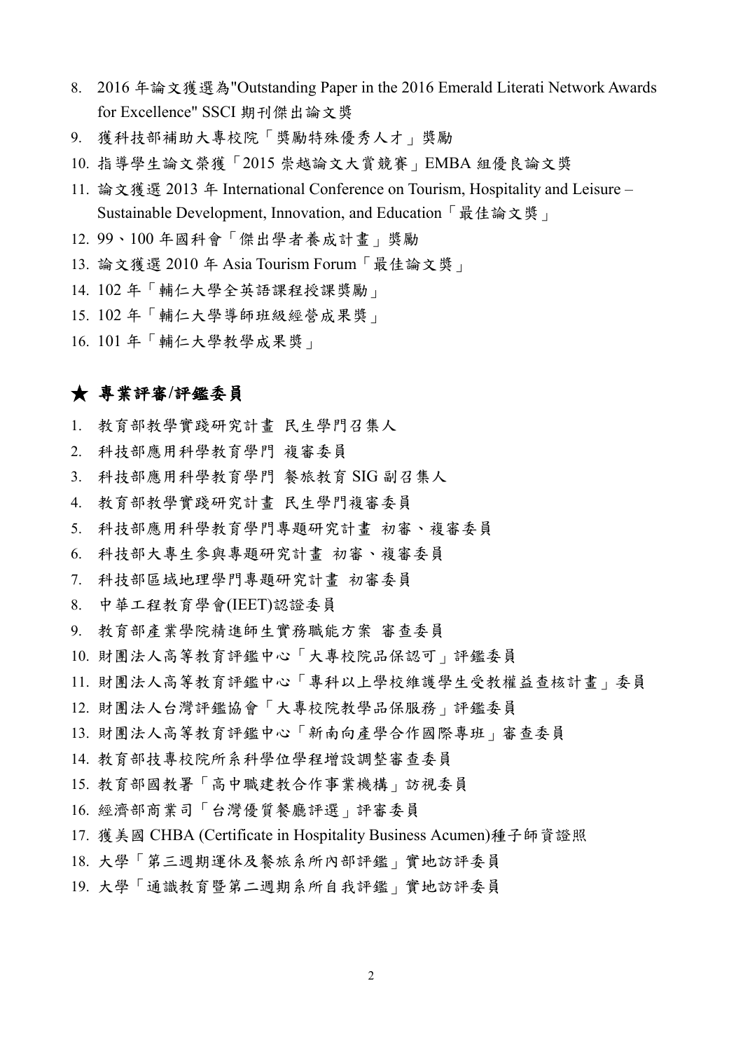8. 2016 年論文獲選為"Outstanding Paper in the 2016 Emerald Literati Network Awards for Excellence" SSCI 期刊傑出論文獎
9. 獲科技部補助大專校院「獎勵特殊優秀人才」獎勵
10. 指導學生論文榮獲「2015 崇越論文大賞競賽」EMBA 組優良論文獎
11. 論文獲選 2013 年 International Conference on Tourism, Hospitality and Leisure – Sustainable Development, Innovation, and Education「最佳論文獎」
12. 99、100 年國科會「傑出學者養成計畫」獎勵
13. 論文獲選 2010 年 Asia Tourism Forum「最佳論文獎」
14. 102 年「輔仁大學全英語課程授課獎勵」
15. 102 年「輔仁大學導師班級經營成果獎」
16. 101 年「輔仁大學教學成果獎」

## ★ 專業評審/評鑑委員

1. 教育部教學實踐研究計畫 民生學門召集人
2. 科技部應用科學教育學門 複審委員
3. 科技部應用科學教育學門 餐旅教育 SIG 副召集人
4. 教育部教學實踐研究計畫 民生學門複審委員
5. 科技部應用科學教育學門專題研究計畫 初審、複審委員
6. 科技部大專生參與專題研究計畫 初審、複審委員
7. 科技部區域地理學門專題研究計畫 初審委員
8. 中華工程教育學會(IEET)認證委員
9. 教育部產業學院精進師生實務職能方案 審查委員
10. 財團法人高等教育評鑑中心「大專校院品保認可」評鑑委員
11. 財團法人高等教育評鑑中心「專科以上學校維護學生受教權益查核計畫」委員
12. 財團法人台灣評鑑協會「大專校院教學品保服務」評鑑委員
13. 財團法人高等教育評鑑中心「新南向產學合作國際專班」審查委員
14. 教育部技專校院所系科學位學程增設調整審查委員
15. 教育部國教署「高中職建教合作事業機構」訪視委員
16. 經濟部商業司「台灣優質餐廳評選」評審委員
17. 獲美國 CHBA (Certificate in Hospitality Business Acumen)種子師資證照
18. 大學「第三週期運休及餐旅系所內部評鑑」實地訪評委員
19. 大學「通識教育暨第二週期系所自我評鑑」實地訪評委員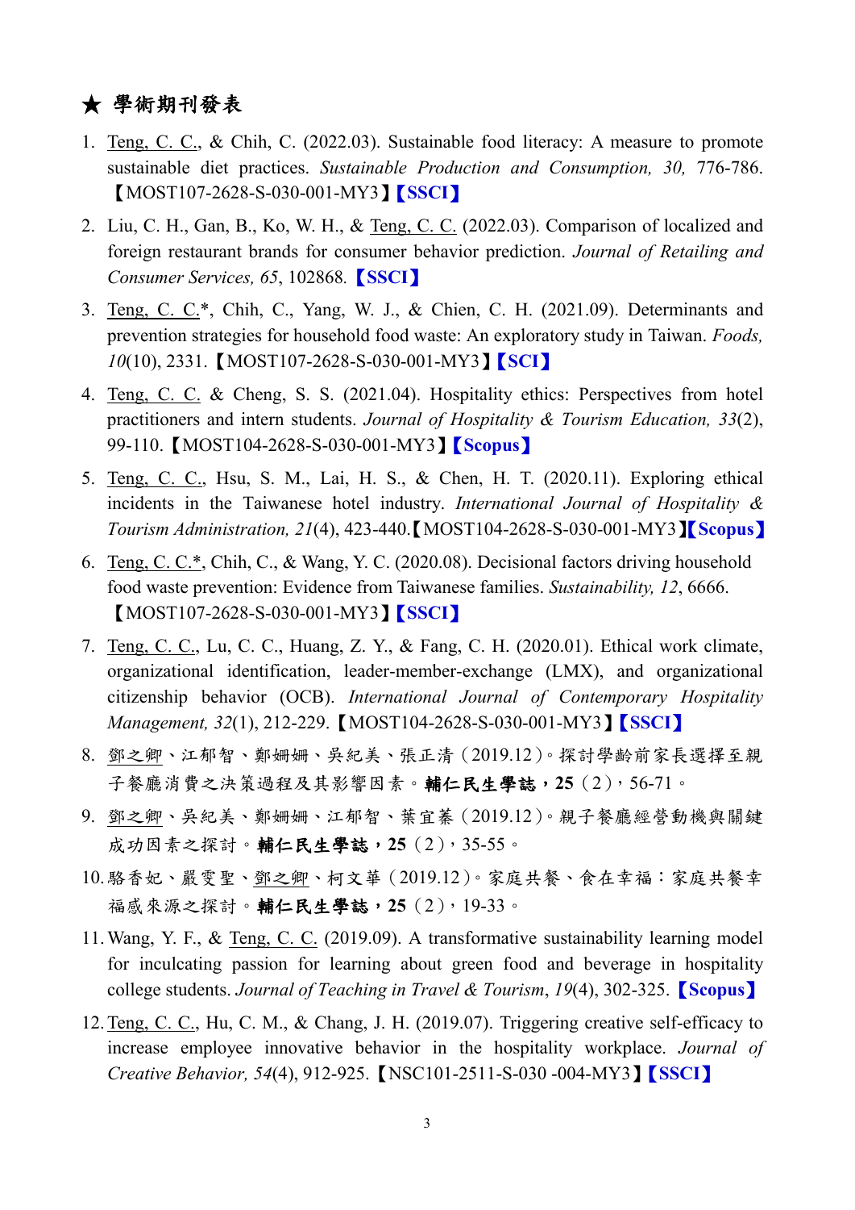## ★ 學術期刊發表

1. <u>Teng, C. C.</u>, & Chih, C. (2022.03). Sustainable food literacy: A measure to promote sustainable diet practices. *Sustainable Production and Consumption, 30,* 776-786. 【MOST107-2628-S-030-001-MY3】**【SSCI】**
2. Liu, C. H., Gan, B., Ko, W. H., & <u>Teng, C. C.</u> (2022.03). Comparison of localized and foreign restaurant brands for consumer behavior prediction. *Journal of Retailing and Consumer Services, 65*, 102868. **【SSCI】**
3. <u>Teng, C. C.</u>*, Chih, C., Yang, W. J., & Chien, C. H. (2021.09). Determinants and prevention strategies for household food waste: An exploratory study in Taiwan. *Foods, 10*(10), 2331.【MOST107-2628-S-030-001-MY3】**【SCI】**
4. <u>Teng, C. C.</u> & Cheng, S. S. (2021.04). Hospitality ethics: Perspectives from hotel practitioners and intern students. *Journal of Hospitality & Tourism Education, 33*(2), 99-110.【MOST104-2628-S-030-001-MY3】**【Scopus】**
5. <u>Teng, C. C.</u>, Hsu, S. M., Lai, H. S., & Chen, H. T. (2020.11). Exploring ethical incidents in the Taiwanese hotel industry. *International Journal of Hospitality & Tourism Administration, 21*(4), 423-440.【MOST104-2628-S-030-001-MY3】**【Scopus】**
6. <u>Teng, C. C.*</u>, Chih, C., & Wang, Y. C. (2020.08). Decisional factors driving household food waste prevention: Evidence from Taiwanese families. *Sustainability, 12*, 6666. 【MOST107-2628-S-030-001-MY3】**【SSCI】**
7. <u>Teng, C. C.</u>, Lu, C. C., Huang, Z. Y., & Fang, C. H. (2020.01). Ethical work climate, organizational identification, leader-member-exchange (LMX), and organizational citizenship behavior (OCB). *International Journal of Contemporary Hospitality Management, 32*(1), 212-229.【MOST104-2628-S-030-001-MY3】**【SSCI】**
8. <u>鄧之卿</u>、江郁智、鄭姍姍、吳紀美、張正清（2019.12）。探討學齡前家長選擇至親子餐廳消費之決策過程及其影響因素。**輔仁民生學誌，25**（2），56-71。
9. <u>鄧之卿</u>、吳紀美、鄭姍姍、江郁智、葉宜蓁（2019.12）。親子餐廳經營動機與關鍵成功因素之探討。**輔仁民生學誌，25**（2），35-55。
10. 駱香妃、嚴雯聖、<u>鄧之卿</u>、柯文華（2019.12）。家庭共餐、食在幸福：家庭共餐幸福感來源之探討。**輔仁民生學誌，25**（2），19-33。
11. Wang, Y. F., & <u>Teng, C. C.</u> (2019.09). A transformative sustainability learning model for inculcating passion for learning about green food and beverage in hospitality college students. *Journal of Teaching in Travel & Tourism*, *19*(4), 302-325. **【Scopus】**
12. <u>Teng, C. C.</u>, Hu, C. M., & Chang, J. H. (2019.07). Triggering creative self-efficacy to increase employee innovative behavior in the hospitality workplace. *Journal of Creative Behavior, 54*(4), 912-925.【NSC101-2511-S-030 -004-MY3】**【SSCI】**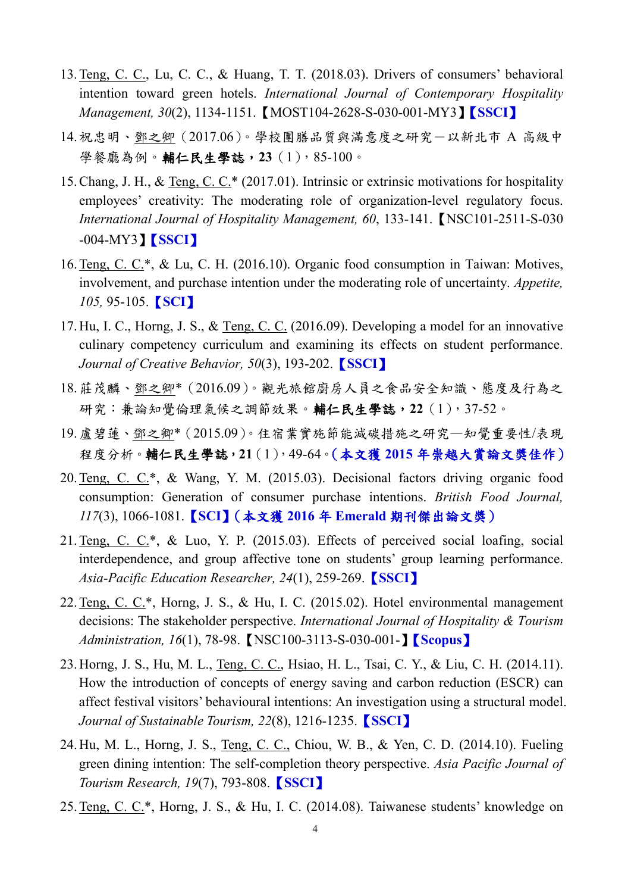13. <u>Teng, C. C.</u>, Lu, C. C., & Huang, T. T. (2018.03). Drivers of consumers' behavioral intention toward green hotels. *International Journal of Contemporary Hospitality Management, 30*(2), 1134-1151.【MOST104-2628-S-030-001-MY3】**【SSCI】**

14. 祝忠明、<u>鄧之卿</u>（2017.06）。學校團膳品質與滿意度之研究－以新北市 A 高級中學餐廳為例。**輔仁民生學誌，23**（1），85-100。

15. Chang, J. H., & <u>Teng, C. C.</u>* (2017.01). Intrinsic or extrinsic motivations for hospitality employees' creativity: The moderating role of organization-level regulatory focus. *International Journal of Hospitality Management, 60*, 133-141.【NSC101-2511-S-030-004-MY3】**【SSCI】**

16. <u>Teng, C. C.</u>*, & Lu, C. H. (2016.10). Organic food consumption in Taiwan: Motives, involvement, and purchase intention under the moderating role of uncertainty. *Appetite, 105,* 95-105. **【SCI】**

17. Hu, I. C., Horng, J. S., & <u>Teng, C. C.</u> (2016.09). Developing a model for an innovative culinary competency curriculum and examining its effects on student performance. *Journal of Creative Behavior, 50*(3), 193-202. **【SSCI】**

18. 莊茂麟、<u>鄧之卿</u>*（2016.09）。觀光旅館廚房人員之食品安全知識、態度及行為之研究：兼論知覺倫理氣候之調節效果。**輔仁民生學誌，22**（1），37-52。

19. 盧碧蓮、<u>鄧之卿</u>*（2015.09）。住宿業實施節能減碳措施之研究—知覺重要性/表現程度分析。**輔仁民生學誌，21**（1），49-64。**（本文獲 2015 年崇越大賞論文獎佳作）**

20. <u>Teng, C. C.</u>*, & Wang, Y. M. (2015.03). Decisional factors driving organic food consumption: Generation of consumer purchase intentions. *British Food Journal, 117*(3), 1066-1081. **【SCI】（本文獲 2016 年 Emerald 期刊傑出論文獎）**

21. <u>Teng, C. C.</u>*, & Luo, Y. P. (2015.03). Effects of perceived social loafing, social interdependence, and group affective tone on students' group learning performance. *Asia-Pacific Education Researcher, 24*(1), 259-269. **【SSCI】**

22. <u>Teng, C. C.</u>*, Horng, J. S., & Hu, I. C. (2015.02). Hotel environmental management decisions: The stakeholder perspective. *International Journal of Hospitality & Tourism Administration, 16*(1), 78-98.【NSC100-3113-S-030-001-】**【Scopus】**

23. Horng, J. S., Hu, M. L., <u>Teng, C. C.</u>, Hsiao, H. L., Tsai, C. Y., & Liu, C. H. (2014.11). How the introduction of concepts of energy saving and carbon reduction (ESCR) can affect festival visitors' behavioural intentions: An investigation using a structural model. *Journal of Sustainable Tourism, 22*(8), 1216-1235. **【SSCI】**

24. Hu, M. L., Horng, J. S., <u>Teng, C. C.</u>, Chiou, W. B., & Yen, C. D. (2014.10). Fueling green dining intention: The self-completion theory perspective. *Asia Pacific Journal of Tourism Research, 19*(7), 793-808. **【SSCI】**

25. <u>Teng, C. C.</u>*, Horng, J. S., & Hu, I. C. (2014.08). Taiwanese students' knowledge on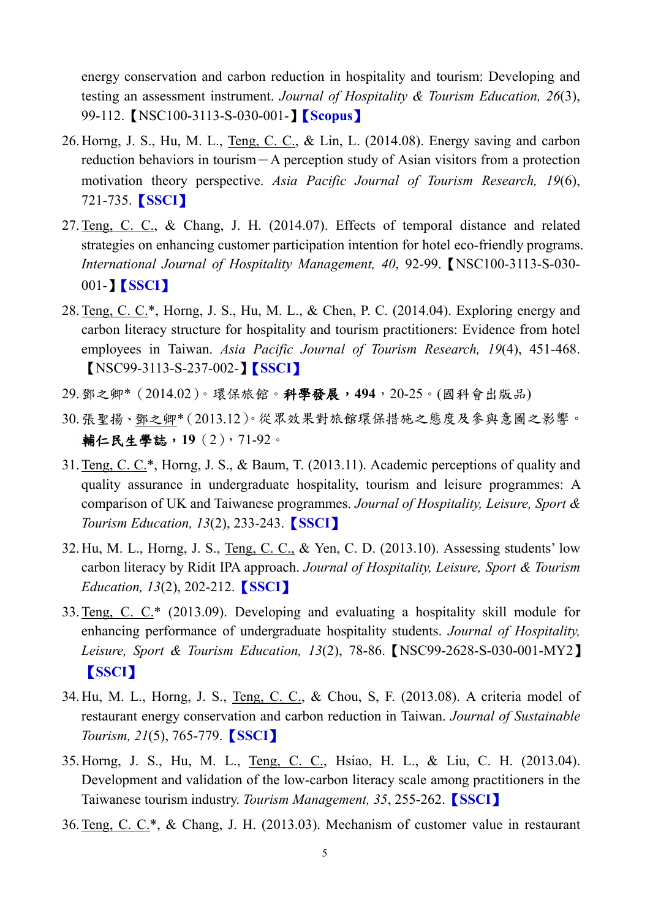energy conservation and carbon reduction in hospitality and tourism: Developing and testing an assessment instrument. *Journal of Hospitality & Tourism Education, 26*(3), 99-112.【NSC100-3113-S-030-001-】**【Scopus】**

26. Horng, J. S., Hu, M. L., Teng, C. C., & Lin, L. (2014.08). Energy saving and carbon reduction behaviors in tourism－A perception study of Asian visitors from a protection motivation theory perspective. *Asia Pacific Journal of Tourism Research, 19*(6), 721-735. **【SSCI】**
27. Teng, C. C., & Chang, J. H. (2014.07). Effects of temporal distance and related strategies on enhancing customer participation intention for hotel eco-friendly programs. *International Journal of Hospitality Management, 40*, 92-99.【NSC100-3113-S-030-001-】**【SSCI】**
28. Teng, C. C.*, Horng, J. S., Hu, M. L., & Chen, P. C. (2014.04). Exploring energy and carbon literacy structure for hospitality and tourism practitioners: Evidence from hotel employees in Taiwan. *Asia Pacific Journal of Tourism Research, 19*(4), 451-468.【NSC99-3113-S-237-002-】**【SSCI】**
29. 鄧之卿*（2014.02）。環保旅館。**科學發展，494**，20-25。(國科會出版品)
30. 張聖揚、鄧之卿*（2013.12）。從眾效果對旅館環保措施之態度及參與意圖之影響。**輔仁民生學誌，19**（2），71-92。
31. Teng, C. C.*, Horng, J. S., & Baum, T. (2013.11). Academic perceptions of quality and quality assurance in undergraduate hospitality, tourism and leisure programmes: A comparison of UK and Taiwanese programmes. *Journal of Hospitality, Leisure, Sport & Tourism Education, 13*(2), 233-243. **【SSCI】**
32. Hu, M. L., Horng, J. S., Teng, C. C., & Yen, C. D. (2013.10). Assessing students' low carbon literacy by Ridit IPA approach. *Journal of Hospitality, Leisure, Sport & Tourism Education, 13*(2), 202-212. **【SSCI】**
33. Teng, C. C.* (2013.09). Developing and evaluating a hospitality skill module for enhancing performance of undergraduate hospitality students. *Journal of Hospitality, Leisure, Sport & Tourism Education, 13*(2), 78-86.【NSC99-2628-S-030-001-MY2】**【SSCI】**
34. Hu, M. L., Horng, J. S., Teng, C. C., & Chou, S, F. (2013.08). A criteria model of restaurant energy conservation and carbon reduction in Taiwan. *Journal of Sustainable Tourism, 21*(5), 765-779. **【SSCI】**
35. Horng, J. S., Hu, M. L., Teng, C. C., Hsiao, H. L., & Liu, C. H. (2013.04). Development and validation of the low-carbon literacy scale among practitioners in the Taiwanese tourism industry. *Tourism Management, 35*, 255-262. **【SSCI】**
36. Teng, C. C.*, & Chang, J. H. (2013.03). Mechanism of customer value in restaurant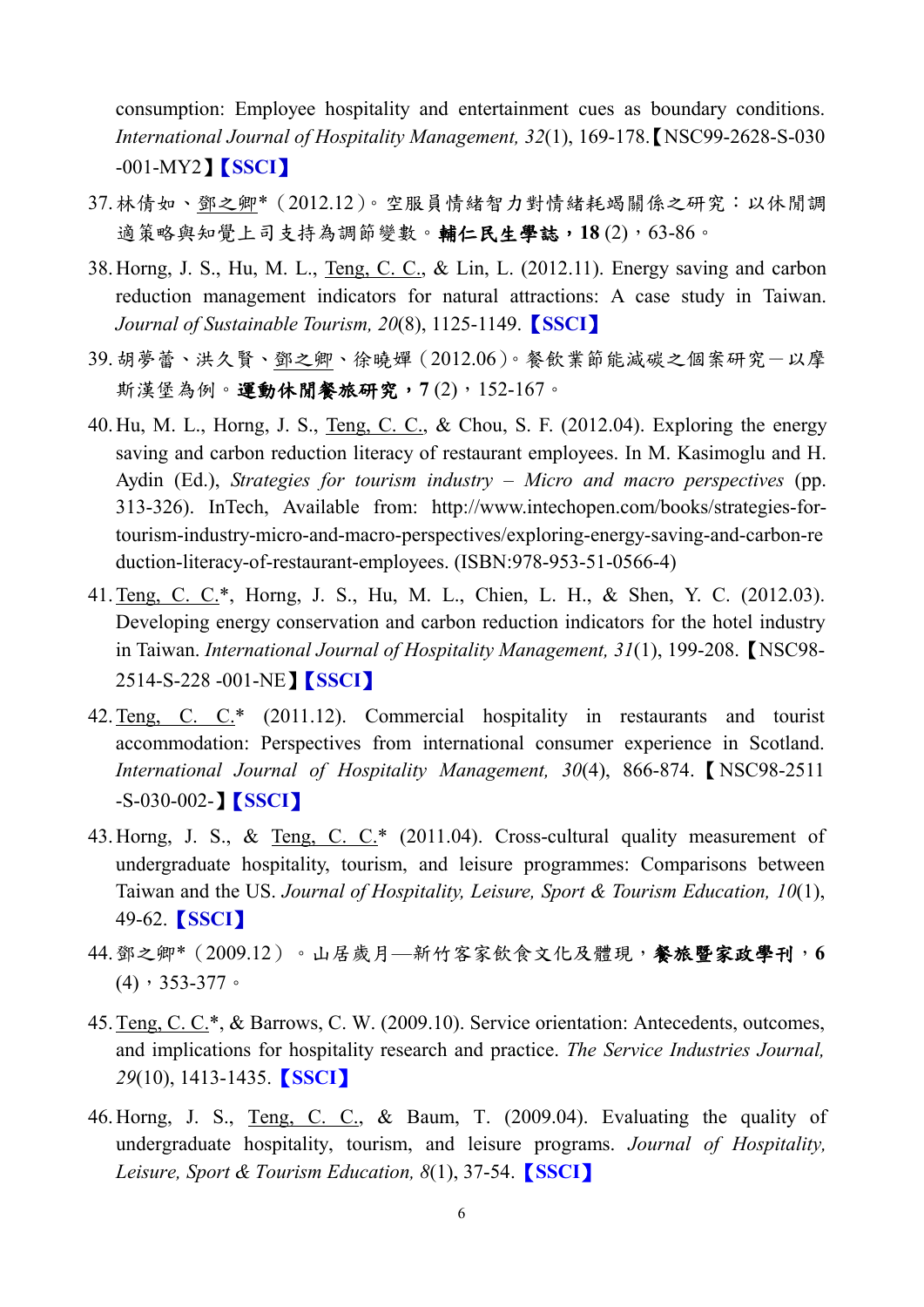consumption: Employee hospitality and entertainment cues as boundary conditions. *International Journal of Hospitality Management, 32*(1), 169-178.【NSC99-2628-S-030-001-MY2】**【SSCI】**

37. 林倩如、<u>鄧之卿</u>*（2012.12）。空服員情緒智力對情緒耗竭關係之研究：以休閒調適策略與知覺上司支持為調節變數。**輔仁民生學誌，18** (2)，63-86。

38. Horng, J. S., Hu, M. L., <u>Teng, C. C.</u>, & Lin, L. (2012.11). Energy saving and carbon reduction management indicators for natural attractions: A case study in Taiwan. *Journal of Sustainable Tourism, 20*(8), 1125-1149. **【SSCI】**

39. 胡夢蕾、洪久賢、<u>鄧之卿</u>、徐曉嬋（2012.06）。餐飲業節能減碳之個案研究－以摩斯漢堡為例。**運動休閒餐旅研究，7** (2)，152-167。

40. Hu, M. L., Horng, J. S., <u>Teng, C. C.</u>, & Chou, S. F. (2012.04). Exploring the energy saving and carbon reduction literacy of restaurant employees. In M. Kasimoglu and H. Aydin (Ed.), *Strategies for tourism industry – Micro and macro perspectives* (pp. 313-326). InTech, Available from: http://www.intechopen.com/books/strategies-for-tourism-industry-micro-and-macro-perspectives/exploring-energy-saving-and-carbon-reduction-literacy-of-restaurant-employees. (ISBN:978-953-51-0566-4)

41. <u>Teng, C. C.</u>*, Horng, J. S., Hu, M. L., Chien, L. H., & Shen, Y. C. (2012.03). Developing energy conservation and carbon reduction indicators for the hotel industry in Taiwan. *International Journal of Hospitality Management, 31*(1), 199-208.【NSC98-2514-S-228 -001-NE】**【SSCI】**

42. <u>Teng, C. C.</u>* (2011.12). Commercial hospitality in restaurants and tourist accommodation: Perspectives from international consumer experience in Scotland. *International Journal of Hospitality Management, 30*(4), 866-874.【NSC98-2511-S-030-002-】**【SSCI】**

43. Horng, J. S., & <u>Teng, C. C.</u>* (2011.04). Cross-cultural quality measurement of undergraduate hospitality, tourism, and leisure programmes: Comparisons between Taiwan and the US. *Journal of Hospitality, Leisure, Sport & Tourism Education, 10*(1), 49-62. **【SSCI】**

44. 鄧之卿*（2009.12）。山居歲月—新竹客家飲食文化及體現，**餐旅暨家政學刊，6** (4)，353-377。

45. <u>Teng, C. C.</u>*, & Barrows, C. W. (2009.10). Service orientation: Antecedents, outcomes, and implications for hospitality research and practice. *The Service Industries Journal, 29*(10), 1413-1435. **【SSCI】**

46. Horng, J. S., <u>Teng, C. C.</u>, & Baum, T. (2009.04). Evaluating the quality of undergraduate hospitality, tourism, and leisure programs. *Journal of Hospitality, Leisure, Sport & Tourism Education, 8*(1), 37-54. **【SSCI】**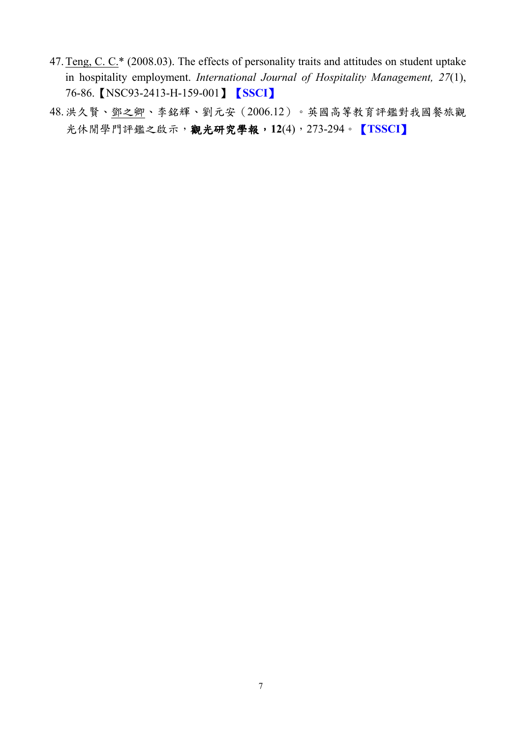47. <u>Teng, C. C.</u>* (2008.03). The effects of personality traits and attitudes on student uptake in hospitality employment. *International Journal of Hospitality Management, 27*(1), 76-86.【NSC93-2413-H-159-001】**【SSCI】**
48. 洪久賢、<u>鄧之卿</u>、李銘輝、劉元安（2006.12）。英國高等教育評鑑對我國餐旅觀光休閒學門評鑑之啟示，**觀光研究學報，12**(4)，273-294。**【TSSCI】**